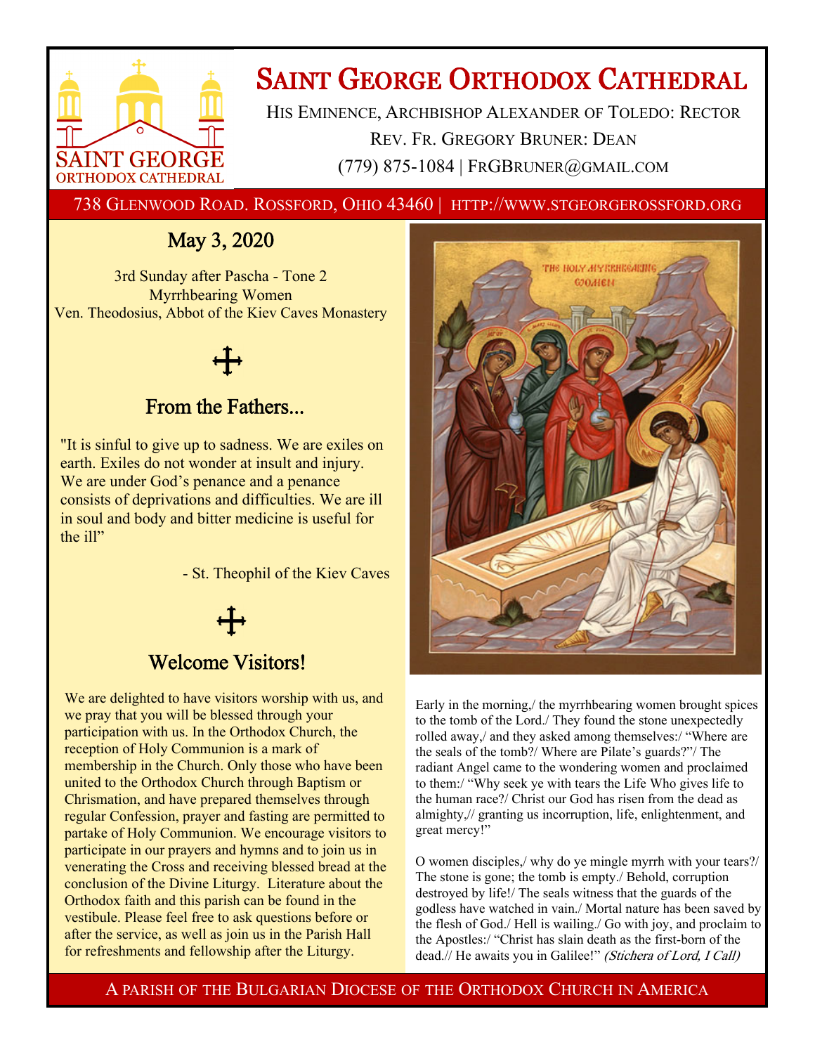# Saint George Orthodox Cathedral

His Eminence, Archbishop Alexander of Toledo: Rector

Rev. Fr. Gregory Bruner: Dean

(779) 875-1084 | FrGBruner@gmail.com

738 Glenwood Road. Rossford, Ohio 43460 | http://www.stgeorgerossford.org

## May 3, 2020

3rd Sunday after Pascha - Tone 2

Myrrhbearing Women

Ven. Theodosius, Abbot of the Kiev Caves Monastery

## From the Fathers...

"It is sinful to give up to sadness. We are exiles on earth. Exiles do not wonder at insult and injury. We are under God's penance and a penance consists of deprivations and difficulties. We are ill in soul and body and bitter medicine is useful for the ill"

- St. Theophil of the Kiev Caves

## Welcome Visitors!

We are delighted to have visitors worship with us, and we pray that you will be blessed through your participation with us. In the Orthodox Church, the reception of Holy Communion is a mark of membership in the Church. Only those who have been united to the Orthodox Church through Baptism or Chrismation, and have prepared themselves through regular Confession, prayer and fasting are permitted to partake of Holy Communion. We encourage visitors to participate in our prayers and hymns and to join us in venerating the Cross and receiving blessed bread at the conclusion of the Divine Liturgy. Literature about the Orthodox faith and this parish can be found in the vestibule. Please feel free to ask questions before or after the service, as well as join us in the Parish Hall for refreshments and fellowship after the Liturgy.

Early in the morning,/ the myrrhbearing women brought spices to the tomb of the Lord./ They found the stone unexpectedly rolled away,/ and they asked among themselves:/ "Where are the seals of the tomb?/ Where are Pilate's guards?"/ The radiant Angel came to the wondering women and proclaimed to them:/ "Why seek ye with tears the Life Who gives life to the human race?/ Christ our God has risen from the dead as almighty,// granting us incorruption, life, enlightenment, and great mercy!"

O women disciples,/ why do ye mingle myrrh with your tears?/ The stone is gone; the tomb is empty./ Behold, corruption destroyed by life!/ The seals witness that the guards of the godless have watched in vain./ Mortal nature has been saved by the flesh of God./ Hell is wailing./ Go with joy, and proclaim to the Apostles:/ "Christ has slain death as the first-born of the dead.// He awaits you in Galilee!" *(Stichera of Lord, I Call)*

A parish of the Bulgarian Diocese of the Orthodox Church in America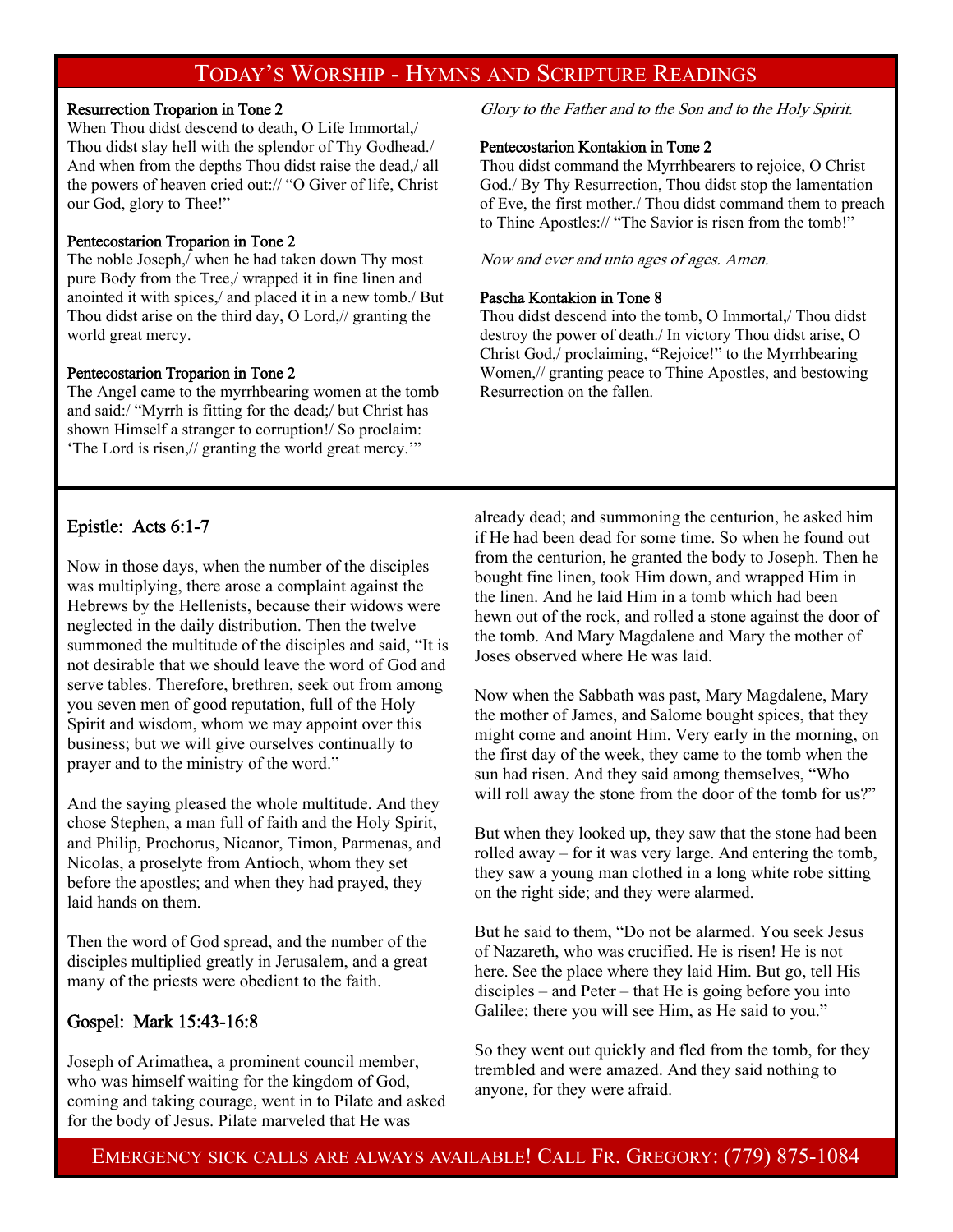## Today's Worship - Hymns and Scripture Readings

**Resurrection Troparion in Tone 2**

When Thou didst descend to death, O Life Immortal,/ Thou didst slay hell with the splendor of Thy Godhead./ And when from the depths Thou didst raise the dead,/ all the powers of heaven cried out:// "O Giver of life, Christ our God, glory to Thee!"

**Pentecostarion Troparion in Tone 2**

The noble Joseph,/ when he had taken down Thy most pure Body from the Tree,/ wrapped it in fine linen and anointed it with spices,/ and placed it in a new tomb./ But Thou didst arise on the third day, O Lord,// granting the world great mercy.

**Pentecostarion Troparion in Tone 2**

The Angel came to the myrrhbearing women at the tomb and said:/ "Myrrh is fitting for the dead;/ but Christ has shown Himself a stranger to corruption!/ So proclaim: 'The Lord is risen,// granting the world great mercy.'"

*Glory to the Father and to the Son and to the Holy Spirit.*

**Pentecostarion Kontakion in Tone 2**

Thou didst command the Myrrhbearers to rejoice, O Christ God./ By Thy Resurrection, Thou didst stop the lamentation of Eve, the first mother./ Thou didst command them to preach to Thine Apostles:// "The Savior is risen from the tomb!"

*Now and ever and unto ages of ages. Amen.*

**Pascha Kontakion in Tone 8**

Thou didst descend into the tomb, O Immortal,/ Thou didst destroy the power of death./ In victory Thou didst arise, O Christ God,/ proclaiming, "Rejoice!" to the Myrrhbearing Women,// granting peace to Thine Apostles, and bestowing Resurrection on the fallen.

### Epistle: Acts 6:1-7

Now in those days, when the number of the disciples was multiplying, there arose a complaint against the Hebrews by the Hellenists, because their widows were neglected in the daily distribution. Then the twelve summoned the multitude of the disciples and said, "It is not desirable that we should leave the word of God and serve tables. Therefore, brethren, seek out from among you seven men of good reputation, full of the Holy Spirit and wisdom, whom we may appoint over this business; but we will give ourselves continually to prayer and to the ministry of the word."

And the saying pleased the whole multitude. And they chose Stephen, a man full of faith and the Holy Spirit, and Philip, Prochorus, Nicanor, Timon, Parmenas, and Nicolas, a proselyte from Antioch, whom they set before the apostles; and when they had prayed, they laid hands on them.

Then the word of God spread, and the number of the disciples multiplied greatly in Jerusalem, and a great many of the priests were obedient to the faith.

### Gospel: Mark 15:43-16:8

Joseph of Arimathea, a prominent council member, who was himself waiting for the kingdom of God, coming and taking courage, went in to Pilate and asked for the body of Jesus. Pilate marveled that He was already dead; and summoning the centurion, he asked him if He had been dead for some time. So when he found out from the centurion, he granted the body to Joseph. Then he bought fine linen, took Him down, and wrapped Him in the linen. And he laid Him in a tomb which had been hewn out of the rock, and rolled a stone against the door of the tomb. And Mary Magdalene and Mary the mother of Joses observed where He was laid.

Now when the Sabbath was past, Mary Magdalene, Mary the mother of James, and Salome bought spices, that they might come and anoint Him. Very early in the morning, on the first day of the week, they came to the tomb when the sun had risen. And they said among themselves, "Who will roll away the stone from the door of the tomb for us?"

But when they looked up, they saw that the stone had been rolled away – for it was very large. And entering the tomb, they saw a young man clothed in a long white robe sitting on the right side; and they were alarmed.

But he said to them, "Do not be alarmed. You seek Jesus of Nazareth, who was crucified. He is risen! He is not here. See the place where they laid Him. But go, tell His disciples – and Peter – that He is going before you into Galilee; there you will see Him, as He said to you."

So they went out quickly and fled from the tomb, for they trembled and were amazed. And they said nothing to anyone, for they were afraid.

Emergency sick calls are always available! Call Fr. Gregory: (779) 875-1084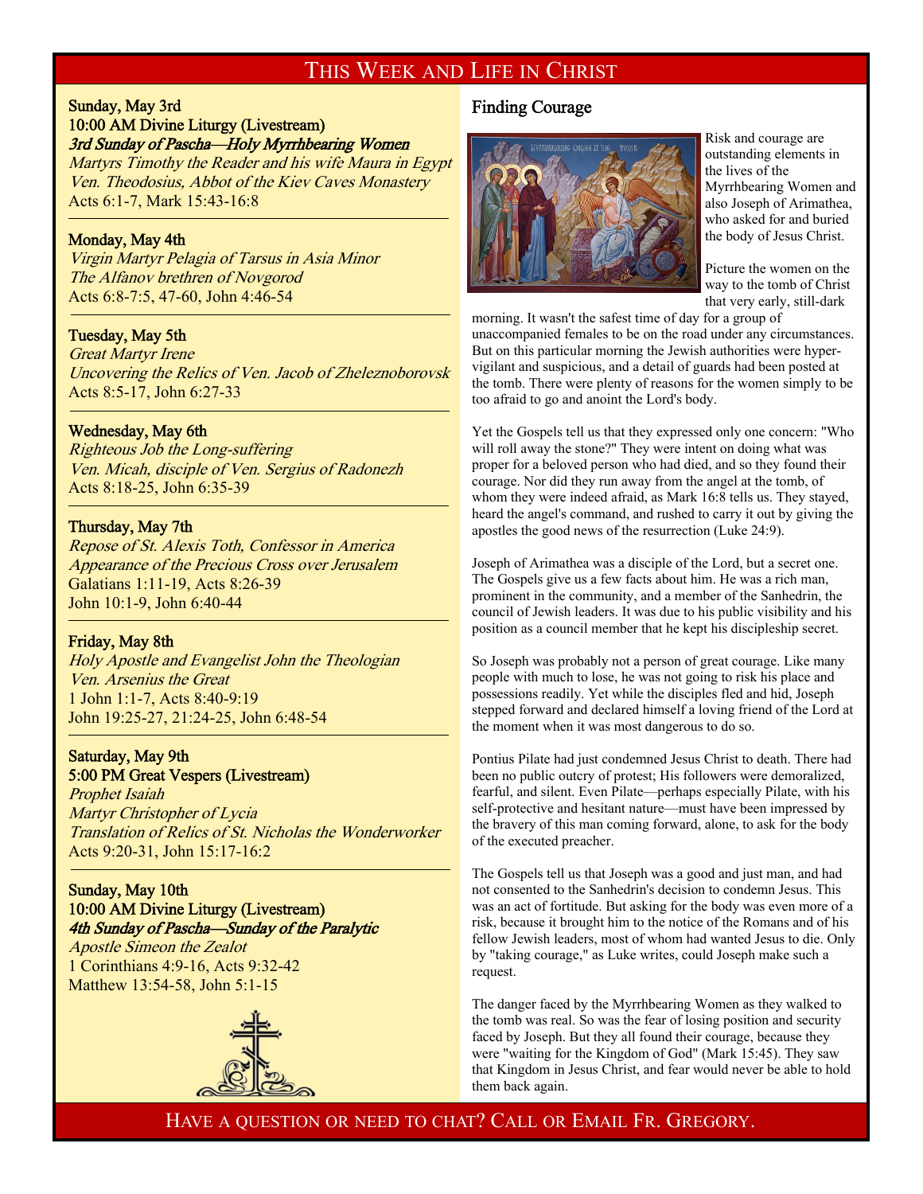# This Week and Life in Christ

**Sunday, May 3rd**
**10:00 AM Divine Liturgy (Livestream)**
***3rd Sunday of Pascha—Holy Myrrhbearing Women***
*Martyrs Timothy the Reader and his wife Maura in Egypt*
*Ven. Theodosius, Abbot of the Kiev Caves Monastery*
Acts 6:1-7, Mark 15:43-16:8

---

**Monday, May 4th**
*Virgin Martyr Pelagia of Tarsus in Asia Minor*
*The Alfanov brethren of Novgorod*
Acts 6:8-7:5, 47-60, John 4:46-54

---

**Tuesday, May 5th**
*Great Martyr Irene*
*Uncovering the Relics of Ven. Jacob of Zheleznoborovsk*
Acts 8:5-17, John 6:27-33

---

**Wednesday, May 6th**
*Righteous Job the Long-suffering*
*Ven. Micah, disciple of Ven. Sergius of Radonezh*
Acts 8:18-25, John 6:35-39

---

**Thursday, May 7th**
*Repose of St. Alexis Toth, Confessor in America*
*Appearance of the Precious Cross over Jerusalem*
Galatians 1:11-19, Acts 8:26-39
John 10:1-9, John 6:40-44

---

**Friday, May 8th**
*Holy Apostle and Evangelist John the Theologian*
*Ven. Arsenius the Great*
1 John 1:1-7, Acts 8:40-9:19
John 19:25-27, 21:24-25, John 6:48-54

---

**Saturday, May 9th**
**5:00 PM Great Vespers (Livestream)**
*Prophet Isaiah*
*Martyr Christopher of Lycia*
*Translation of Relics of St. Nicholas the Wonderworker*
Acts 9:20-31, John 15:17-16:2

---

**Sunday, May 10th**
**10:00 AM Divine Liturgy (Livestream)**
***4th Sunday of Pascha—Sunday of the Paralytic***
*Apostle Simeon the Zealot*
1 Corinthians 4:9-16, Acts 9:32-42
Matthew 13:54-58, John 5:1-15

## Finding Courage

Risk and courage are outstanding elements in the lives of the Myrrhbearing Women and also Joseph of Arimathea, who asked for and buried the body of Jesus Christ.

Picture the women on the way to the tomb of Christ that very early, still-dark morning. It wasn't the safest time of day for a group of unaccompanied females to be on the road under any circumstances. But on this particular morning the Jewish authorities were hyper-vigilant and suspicious, and a detail of guards had been posted at the tomb. There were plenty of reasons for the women simply to be too afraid to go and anoint the Lord's body.

Yet the Gospels tell us that they expressed only one concern: "Who will roll away the stone?" They were intent on doing what was proper for a beloved person who had died, and so they found their courage. Nor did they run away from the angel at the tomb, of whom they were indeed afraid, as Mark 16:8 tells us. They stayed, heard the angel's command, and rushed to carry it out by giving the apostles the good news of the resurrection (Luke 24:9).

Joseph of Arimathea was a disciple of the Lord, but a secret one. The Gospels give us a few facts about him. He was a rich man, prominent in the community, and a member of the Sanhedrin, the council of Jewish leaders. It was due to his public visibility and his position as a council member that he kept his discipleship secret.

So Joseph was probably not a person of great courage. Like many people with much to lose, he was not going to risk his place and possessions readily. Yet while the disciples fled and hid, Joseph stepped forward and declared himself a loving friend of the Lord at the moment when it was most dangerous to do so.

Pontius Pilate had just condemned Jesus Christ to death. There had been no public outcry of protest; His followers were demoralized, fearful, and silent. Even Pilate—perhaps especially Pilate, with his self-protective and hesitant nature—must have been impressed by the bravery of this man coming forward, alone, to ask for the body of the executed preacher.

The Gospels tell us that Joseph was a good and just man, and had not consented to the Sanhedrin's decision to condemn Jesus. This was an act of fortitude. But asking for the body was even more of a risk, because it brought him to the notice of the Romans and of his fellow Jewish leaders, most of whom had wanted Jesus to die. Only by "taking courage," as Luke writes, could Joseph make such a request.

The danger faced by the Myrrhbearing Women as they walked to the tomb was real. So was the fear of losing position and security faced by Joseph. But they all found their courage, because they were "waiting for the Kingdom of God" (Mark 15:45). They saw that Kingdom in Jesus Christ, and fear would never be able to hold them back again.

Have a question or need to chat? Call or Email Fr. Gregory.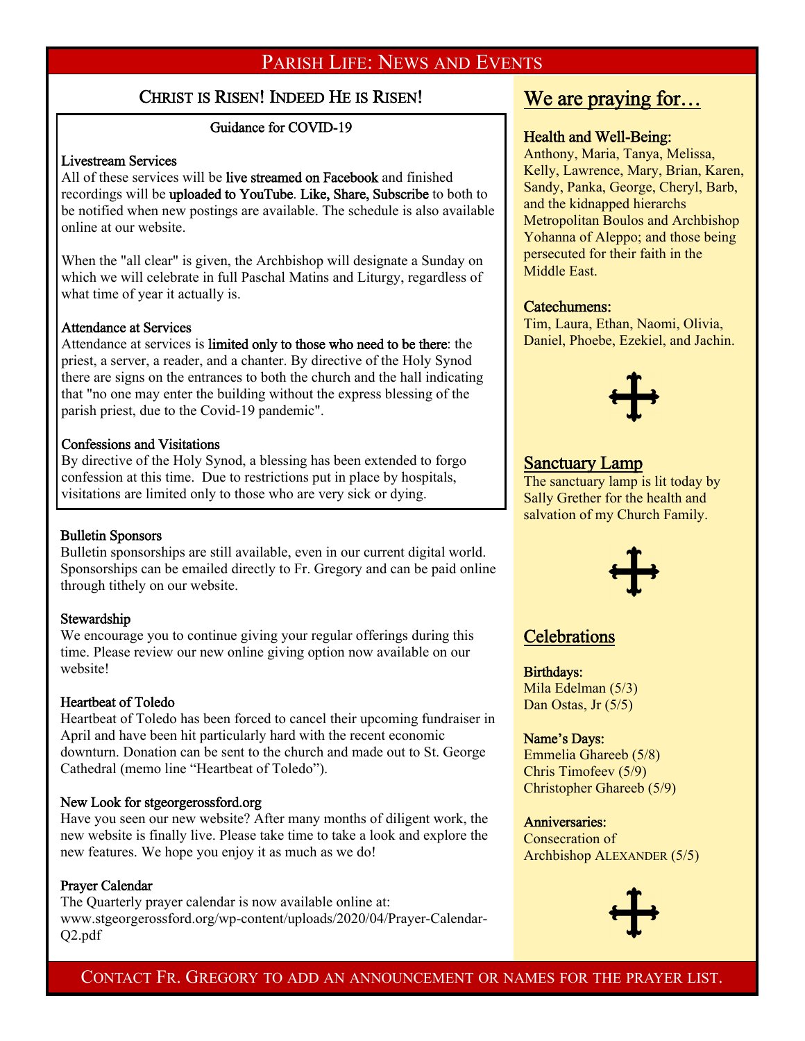# Parish Life: News and Events

## Christ is Risen! Indeed He is Risen!

### Guidance for COVID-19

**Livestream Services**

All of these services will be live streamed on Facebook and finished recordings will be uploaded to YouTube. Like, Share, Subscribe to both to be notified when new postings are available. The schedule is also available online at our website.

When the "all clear" is given, the Archbishop will designate a Sunday on which we will celebrate in full Paschal Matins and Liturgy, regardless of what time of year it actually is.

**Attendance at Services**

Attendance at services is limited only to those who need to be there: the priest, a server, a reader, and a chanter. By directive of the Holy Synod there are signs on the entrances to both the church and the hall indicating that "no one may enter the building without the express blessing of the parish priest, due to the Covid-19 pandemic".

**Confessions and Visitations**

By directive of the Holy Synod, a blessing has been extended to forgo confession at this time. Due to restrictions put in place by hospitals, visitations are limited only to those who are very sick or dying.

**Bulletin Sponsors**

Bulletin sponsorships are still available, even in our current digital world. Sponsorships can be emailed directly to Fr. Gregory and can be paid online through tithely on our website.

**Stewardship**

We encourage you to continue giving your regular offerings during this time. Please review our new online giving option now available on our website!

**Heartbeat of Toledo**

Heartbeat of Toledo has been forced to cancel their upcoming fundraiser in April and have been hit particularly hard with the recent economic downturn. Donation can be sent to the church and made out to St. George Cathedral (memo line "Heartbeat of Toledo").

**New Look for stgeorgerossford.org**

Have you seen our new website? After many months of diligent work, the new website is finally live. Please take time to take a look and explore the new features. We hope you enjoy it as much as we do!

**Prayer Calendar**

The Quarterly prayer calendar is now available online at: www.stgeorgerossford.org/wp-content/uploads/2020/04/Prayer-Calendar-Q2.pdf

## We are praying for…

**Health and Well-Being:**

Anthony, Maria, Tanya, Melissa, Kelly, Lawrence, Mary, Brian, Karen, Sandy, Panka, George, Cheryl, Barb, and the kidnapped hierarchs Metropolitan Boulos and Archbishop Yohanna of Aleppo; and those being persecuted for their faith in the Middle East.

**Catechumens:**

Tim, Laura, Ethan, Naomi, Olivia, Daniel, Phoebe, Ezekiel, and Jachin.

## Sanctuary Lamp

The sanctuary lamp is lit today by Sally Grether for the health and salvation of my Church Family.

## Celebrations

**Birthdays:**

Mila Edelman (5/3)
Dan Ostas, Jr (5/5)

**Name's Days:**

Emmelia Ghareeb (5/8)
Chris Timofeev (5/9)
Christopher Ghareeb (5/9)

**Anniversaries:**

Consecration of Archbishop Alexander (5/5)

Contact Fr. Gregory to add an announcement or names for the prayer list.